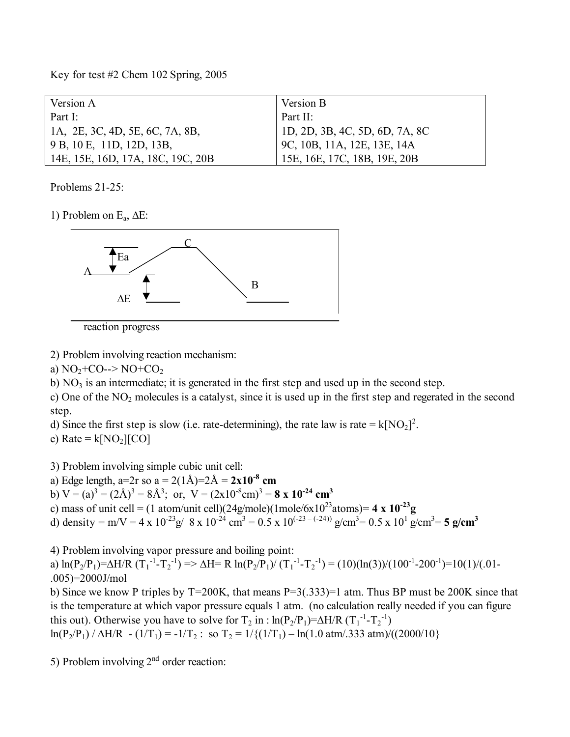Key for test #2 Chem 102 Spring, 2005

| Version A | Version B |
| --- | --- |
| Part I: | Part II: |
| 1A, 2E, 3C, 4D, 5E, 6C, 7A, 8B, | 1D, 2D, 3B, 4C, 5D, 6D, 7A, 8C |
| 9 B, 10 E, 11D, 12D, 13B, | 9C, 10B, 11A, 12E, 13E, 14A |
| 14E, 15E, 16D, 17A, 18C, 19C, 20B | 15E, 16E, 17C, 18B, 19E, 20B |

Problems 21-25:

1) Problem on $E_a$, $\Delta E$:

C

Ea

A

B

$\Delta E$

reaction progress

2) Problem involving reaction mechanism:

a) $NO_2$+CO--> NO+$CO_2$

b) $NO_3$ is an intermediate; it is generated in the first step and used up in the second step.

c) One of the $NO_2$ molecules is a catalyst, since it is used up in the first step and regerated in the second step.

d) Since the first step is slow (i.e. rate-determining), the rate law is rate = $k[NO_2]^2$.

e) Rate = $k[NO_2][CO]$

3) Problem involving simple cubic unit cell:

a) Edge length, a=2r so a = 2(1Å)=2Å = $\mathbf{2x10^{-8}}$ **cm**

b) V = $(a)^3$ = $(2Å)^3$ = 8Å$^3$; or, V = $(2x10^{-8}cm)^3$ = $\mathbf{8 \times 10^{-24}}$ $\mathbf{cm^3}$

c) mass of unit cell = (1 atom/unit cell)(24g/mole)(1mole/6x$10^{23}$atoms)= $\mathbf{4 \times 10^{-23}}$**g**

d) density = m/V = 4 x $10^{-23}$g/ 8 x $10^{-24}$ cm$^3$ = 0.5 x $10^{(-23-(-24))}$ g/cm$^3$= 0.5 x $10^1$ g/cm$^3$= **5 g/cm$^3$**

4) Problem involving vapor pressure and boiling point:

a) $\ln(P_2/P_1)=\Delta H/R\ (T_1^{-1}-T_2^{-1})$ => $\Delta H= R \ln(P_2/P_1)/ (T_1^{-1}-T_2^{-1})$ = (10)(ln(3))/($100^{-1}$-$200^{-1}$)=10(1)/(.01-.005)=2000J/mol

b) Since we know P triples by T=200K, that means P=3(.333)=1 atm. Thus BP must be 200K since that is the temperature at which vapor pressure equals 1 atm. (no calculation really needed if you can figure this out). Otherwise you have to solve for $T_2$ in : $\ln(P_2/P_1)=\Delta H/R\ (T_1^{-1}-T_2^{-1})$

$\ln(P_2/P_1) / \Delta H/R - (1/T_1) = -1/T_2$ : so $T_2 = 1/\{(1/T_1) - \ln(1.0\ atm/.333\ atm)/((2000/10)\}$

5) Problem involving $2^{nd}$ order reaction: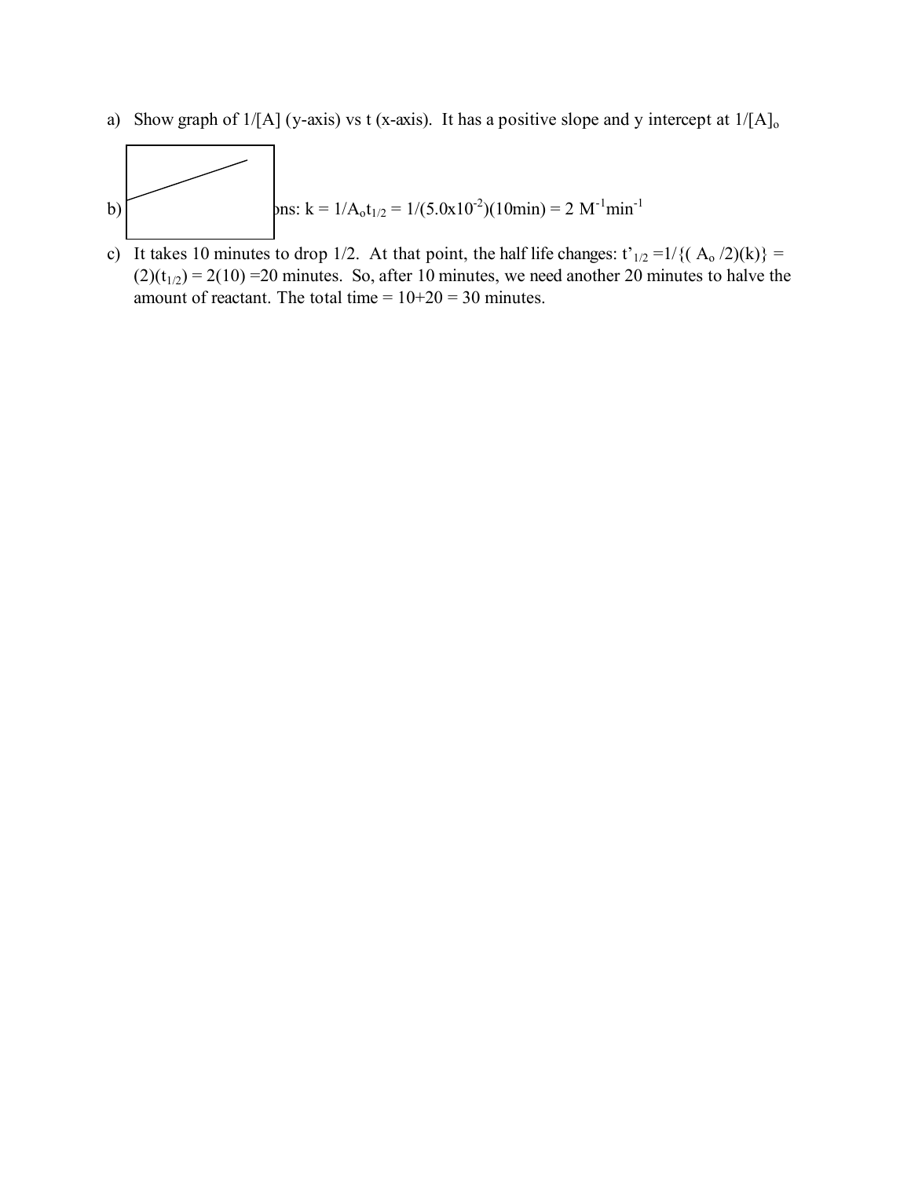a) Show graph of $1/[A]$ (y-axis) vs t (x-axis). It has a positive slope and y intercept at $1/[A]_o$

b) ons: $k = 1/A_o t_{1/2} = 1/(5.0x10^{-2})(10min) = 2\ M^{-1}min^{-1}$

c) It takes 10 minutes to drop 1/2. At that point, the half life changes: $t'_{1/2} = 1/\{(A_o/2)(k)\} = (2)(t_{1/2}) = 2(10) = 20$ minutes. So, after 10 minutes, we need another 20 minutes to halve the amount of reactant. The total time = 10+20 = 30 minutes.